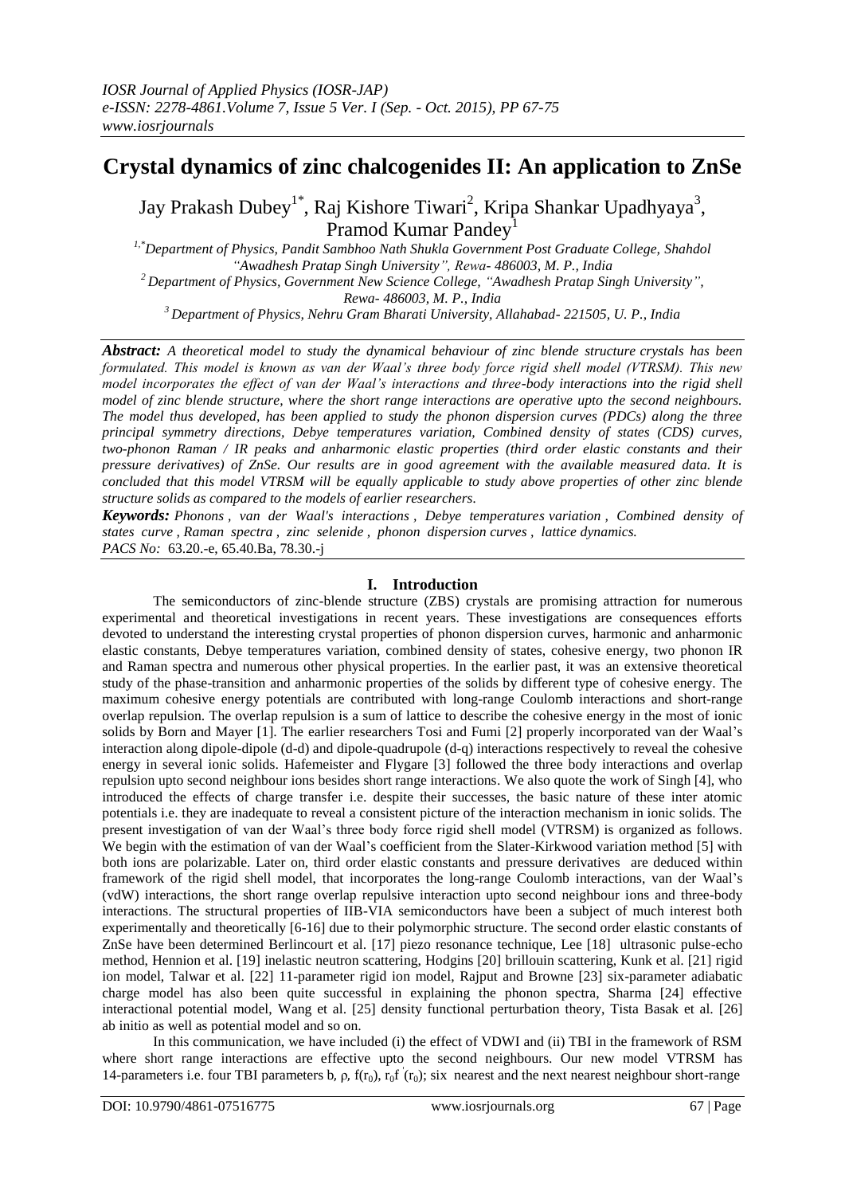# Crystal dynamics of zinc chalcogenides II: An application to ZnSe

Jay Prakash Dubey[1*], Raj Kishore Tiwari[2], Kripa Shankar Upadhyaya[3], Pramod Kumar Pandey[1]

[1,*]Department of Physics, Pandit Sambhoo Nath Shukla Government Post Graduate College, Shahdol "Awadhesh Pratap Singh University", Rewa- 486003, M. P., India

[2]Department of Physics, Government New Science College, "Awadhesh Pratap Singh University", Rewa- 486003, M. P., India

[3]Department of Physics, Nehru Gram Bharati University, Allahabad- 221505, U. P., India

***Abstract:*** *A theoretical model to study the dynamical behaviour of zinc blende structure crystals has been formulated. This model is known as van der Waal's three body force rigid shell model (VTRSM). This new model incorporates the effect of van der Waal's interactions and three-body interactions into the rigid shell model of zinc blende structure, where the short range interactions are operative upto the second neighbours. The model thus developed, has been applied to study the phonon dispersion curves (PDCs) along the three principal symmetry directions, Debye temperatures variation, Combined density of states (CDS) curves, two-phonon Raman / IR peaks and anharmonic elastic properties (third order elastic constants and their pressure derivatives) of ZnSe. Our results are in good agreement with the available measured data. It is concluded that this model VTRSM will be equally applicable to study above properties of other zinc blende structure solids as compared to the models of earlier researchers.*

***Keywords:*** *Phonons , van der Waal's interactions , Debye temperatures variation , Combined density of states curve , Raman spectra , zinc selenide , phonon dispersion curves , lattice dynamics.*

*PACS No:* 63.20.-e, 65.40.Ba, 78.30.-j

## I. Introduction

The semiconductors of zinc-blende structure (ZBS) crystals are promising attraction for numerous experimental and theoretical investigations in recent years. These investigations are consequences efforts devoted to understand the interesting crystal properties of phonon dispersion curves, harmonic and anharmonic elastic constants, Debye temperatures variation, combined density of states, cohesive energy, two phonon IR and Raman spectra and numerous other physical properties. In the earlier past, it was an extensive theoretical study of the phase-transition and anharmonic properties of the solids by different type of cohesive energy. The maximum cohesive energy potentials are contributed with long-range Coulomb interactions and short-range overlap repulsion. The overlap repulsion is a sum of lattice to describe the cohesive energy in the most of ionic solids by Born and Mayer [1]. The earlier researchers Tosi and Fumi [2] properly incorporated van der Waal's interaction along dipole-dipole (d-d) and dipole-quadrupole (d-q) interactions respectively to reveal the cohesive energy in several ionic solids. Hafemeister and Flygare [3] followed the three body interactions and overlap repulsion upto second neighbour ions besides short range interactions. We also quote the work of Singh [4], who introduced the effects of charge transfer i.e. despite their successes, the basic nature of these inter atomic potentials i.e. they are inadequate to reveal a consistent picture of the interaction mechanism in ionic solids. The present investigation of van der Waal's three body force rigid shell model (VTRSM) is organized as follows. We begin with the estimation of van der Waal's coefficient from the Slater-Kirkwood variation method [5] with both ions are polarizable. Later on, third order elastic constants and pressure derivatives are deduced within framework of the rigid shell model, that incorporates the long-range Coulomb interactions, van der Waal's (vdW) interactions, the short range overlap repulsive interaction upto second neighbour ions and three-body interactions. The structural properties of IIB-VIA semiconductors have been a subject of much interest both experimentally and theoretically [6-16] due to their polymorphic structure. The second order elastic constants of ZnSe have been determined Berlincourt et al. [17] piezo resonance technique, Lee [18] ultrasonic pulse-echo method, Hennion et al. [19] inelastic neutron scattering, Hodgins [20] brillouin scattering, Kunk et al. [21] rigid ion model, Talwar et al. [22] 11-parameter rigid ion model, Rajput and Browne [23] six-parameter adiabatic charge model has also been quite successful in explaining the phonon spectra, Sharma [24] effective interactional potential model, Wang et al. [25] density functional perturbation theory, Tista Basak et al. [26] ab initio as well as potential model and so on.

In this communication, we have included (i) the effect of VDWI and (ii) TBI in the framework of RSM where short range interactions are effective upto the second neighbours. Our new model VTRSM has 14-parameters i.e. four TBI parameters b, ρ, $f(r_0)$, $r_0f'(r_0)$; six nearest and the next nearest neighbour short-range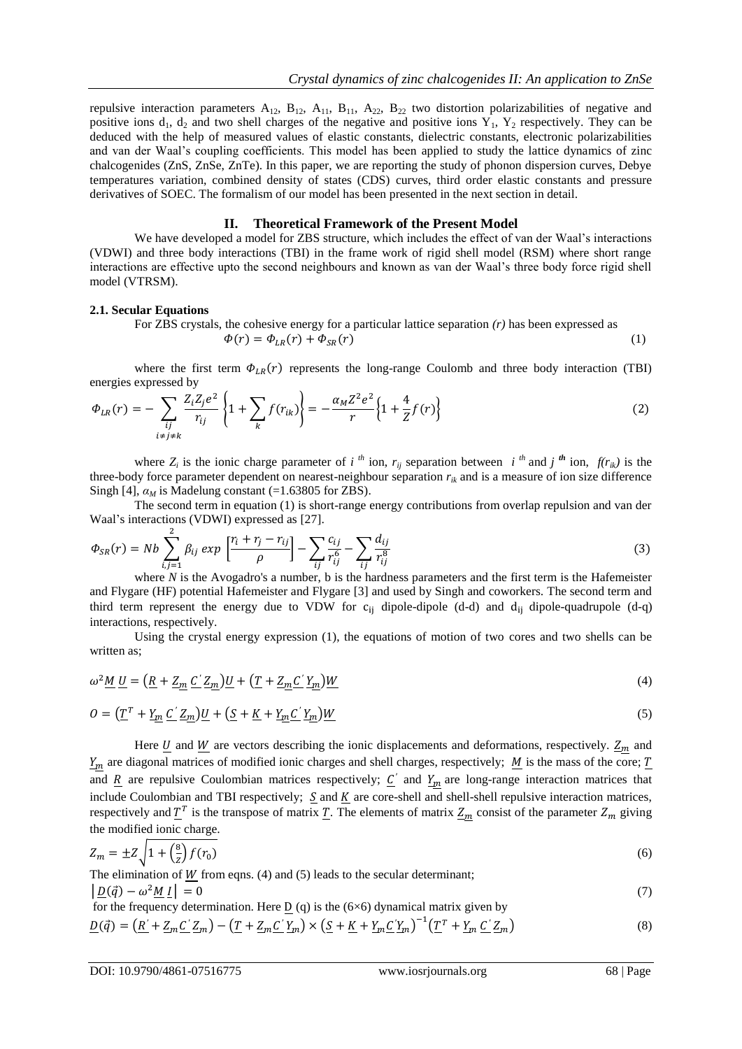repulsive interaction parameters $A_{12}$, $B_{12}$, $A_{11}$, $B_{11}$, $A_{22}$, $B_{22}$ two distortion polarizabilities of negative and positive ions $d_1$, $d_2$ and two shell charges of the negative and positive ions $Y_1$, $Y_2$ respectively. They can be deduced with the help of measured values of elastic constants, dielectric constants, electronic polarizabilities and van der Waal's coupling coefficients. This model has been applied to study the lattice dynamics of zinc chalcogenides (ZnS, ZnSe, ZnTe). In this paper, we are reporting the study of phonon dispersion curves, Debye temperatures variation, combined density of states (CDS) curves, third order elastic constants and pressure derivatives of SOEC. The formalism of our model has been presented in the next section in detail.

## II. Theoretical Framework of the Present Model

We have developed a model for ZBS structure, which includes the effect of van der Waal's interactions (VDWI) and three body interactions (TBI) in the frame work of rigid shell model (RSM) where short range interactions are effective upto the second neighbours and known as van der Waal's three body force rigid shell model (VTRSM).

### 2.1. Secular Equations

For ZBS crystals, the cohesive energy for a particular lattice separation *(r)* has been expressed as

$$\Phi(r) = \Phi_{LR}(r) + \Phi_{SR}(r) \tag{1}$$

where the first term $\Phi_{LR}(r)$ represents the long-range Coulomb and three body interaction (TBI) energies expressed by

$$\Phi_{LR}(r) = -\sum_{\substack{ij \\ i\neq j\neq k}} \frac{Z_i Z_j e^2}{r_{ij}} \left\{1 + \sum_k f(r_{ik})\right\} = -\frac{\alpha_M Z^2 e^2}{r}\left\{1 + \frac{4}{Z} f(r)\right\} \tag{2}$$

where $Z_i$ is the ionic charge parameter of $i^{th}$ ion, $r_{ij}$ separation between $i^{th}$ and $j^{th}$ ion, $f(r_{ik})$ is the three-body force parameter dependent on nearest-neighbour separation $r_{ik}$ and is a measure of ion size difference Singh [4], $\alpha_M$ is Madelung constant (=1.63805 for ZBS).

The second term in equation (1) is short-range energy contributions from overlap repulsion and van der Waal's interactions (VDWI) expressed as [27].

$$\Phi_{SR}(r) = Nb\sum_{i,j=1}^{2} \beta_{ij} \exp\left[\frac{r_i + r_j - r_{ij}}{\rho}\right] - \sum_{ij} \frac{c_{ij}}{r_{ij}^6} - \sum_{ij} \frac{d_{ij}}{r_{ij}^8} \tag{3}$$

where *N* is the Avogadro's a number, b is the hardness parameters and the first term is the Hafemeister and Flygare (HF) potential Hafemeister and Flygare [3] and used by Singh and coworkers. The second term and third term represent the energy due to VDW for $c_{ij}$ dipole-dipole (d-d) and $d_{ij}$ dipole-quadrupole (d-q) interactions, respectively.

Using the crystal energy expression (1), the equations of motion of two cores and two shells can be written as;

$$\omega^2 \underline{M}\,\underline{U} = \left(\underline{R} + \underline{Z_m}\,\underline{C'}\,\underline{Z_m}\right)\underline{U} + \left(\underline{T} + \underline{Z_m}\,\underline{C'}\,\underline{Y_m}\right)\underline{W} \tag{4}$$

$$O = \left(\underline{T}^T + \underline{Y_m}\,\underline{C'}\,\underline{Z_m}\right)\underline{U} + \left(\underline{S} + \underline{K} + \underline{Y_m}\,\underline{C'}\,\underline{Y_m}\right)\underline{W} \tag{5}$$

Here $\underline{U}$ and $\underline{W}$ are vectors describing the ionic displacements and deformations, respectively. $\underline{Z_m}$ and $\underline{Y_m}$ are diagonal matrices of modified ionic charges and shell charges, respectively; $\underline{M}$ is the mass of the core; $\underline{T}$ and $\underline{R}$ are repulsive Coulombian matrices respectively; $\underline{C'}$ and $\underline{Y_m}$ are long-range interaction matrices that include Coulombian and TBI respectively; $\underline{S}$ and $\underline{K}$ are core-shell and shell-shell repulsive interaction matrices, respectively and $\underline{T}^T$ is the transpose of matrix $\underline{T}$. The elements of matrix $\underline{Z_m}$ consist of the parameter $Z_m$ giving the modified ionic charge.

$$Z_m = \pm Z\sqrt{1 + \left(\tfrac{8}{Z}\right) f(r_0)} \tag{6}$$

The elimination of $\underline{W}$ from eqns. (4) and (5) leads to the secular determinant;

$$\left|\underline{D}(\vec{q}) - \omega^2 \underline{M}\,\underline{I}\right| = 0 \tag{7}$$

for the frequency determination. Here $\underline{D}$ (q) is the (6×6) dynamical matrix given by

$$\underline{D}(\vec{q}) = \left(\underline{R'} + \underline{Z_m}\,\underline{C'}\,\underline{Z_m}\right) - \left(\underline{T} + \underline{Z_m}\,\underline{C'}\,\underline{Y_m}\right) \times \left(\underline{S} + \underline{K} + \underline{Y_m}\,\underline{C'}\,\underline{Y_m}\right)^{-1}\left(\underline{T}^T + \underline{Y_m}\,\underline{C'}\,\underline{Z_m}\right) \tag{8}$$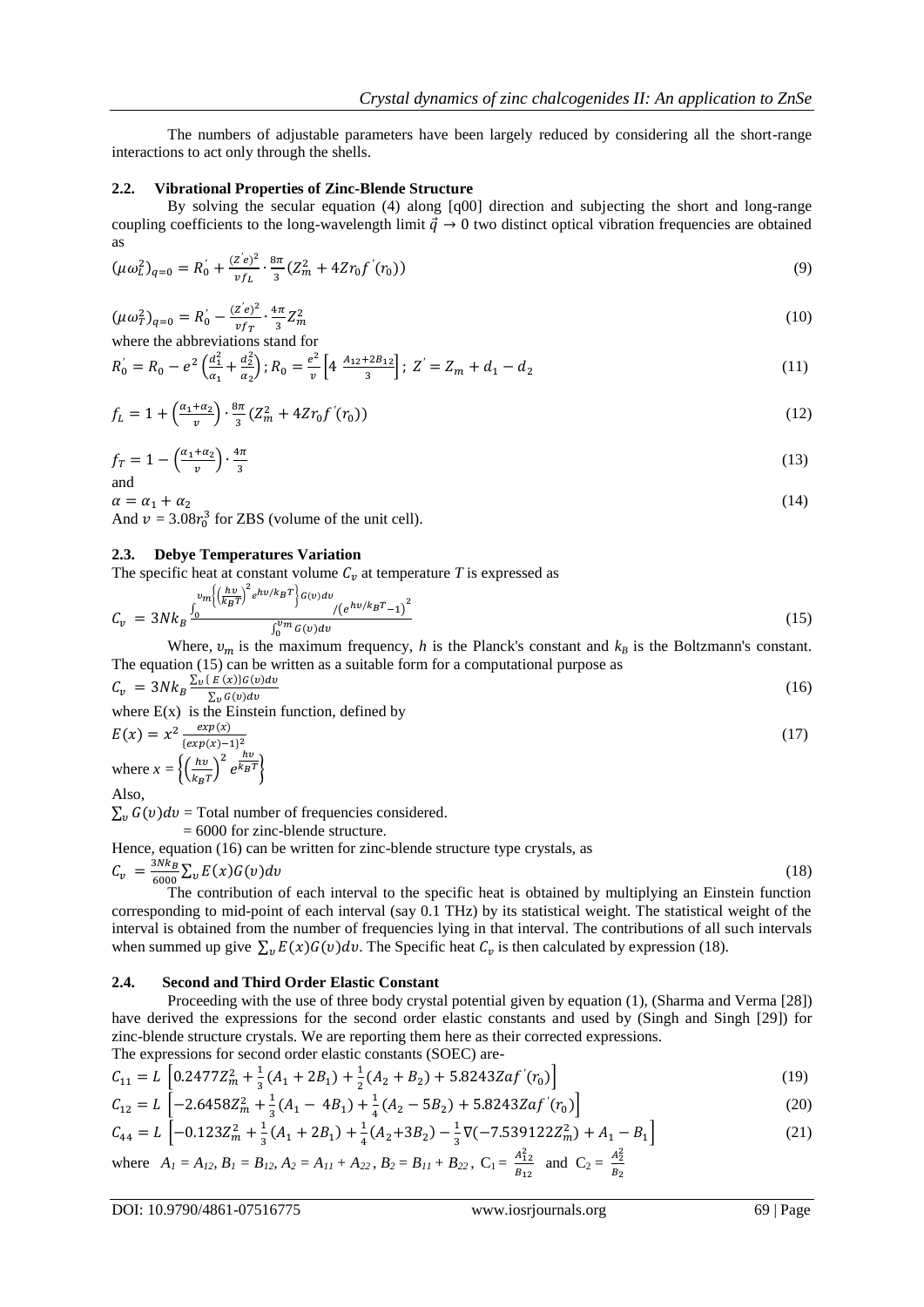The numbers of adjustable parameters have been largely reduced by considering all the short-range interactions to act only through the shells.

### 2.2. Vibrational Properties of Zinc-Blende Structure

By solving the secular equation (4) along [q00] direction and subjecting the short and long-range coupling coefficients to the long-wavelength limit $\vec{q} \to 0$ two distinct optical vibration frequencies are obtained as

$$(\mu\omega_L^2)_{q=0} = R_0^{'} + \frac{(Z^{'}e)^2}{v f_L} \cdot \frac{8\pi}{3}(Z_m^2 + 4Zr_0 f^{'}(r_0)) \tag{9}$$

$$(\mu\omega_T^2)_{q=0} = R_0^{'} - \frac{(Z^{'}e)^2}{v f_T} \cdot \frac{4\pi}{3} Z_m^2 \tag{10}$$

where the abbreviations stand for

$$R_0^{'} = R_0 - e^2\left(\frac{d_1^2}{\alpha_1} + \frac{d_2^2}{\alpha_2}\right); R_0 = \frac{e^2}{v}\left[4\ \frac{A_{12}+2B_{12}}{3}\right];\ Z^{'} = Z_m + d_1 - d_2 \tag{11}$$

$$f_L = 1 + \left(\frac{\alpha_1+\alpha_2}{v}\right) \cdot \frac{8\pi}{3}(Z_m^2 + 4Zr_0 f^{'}(r_0)) \tag{12}$$

$$f_T = 1 - \left(\frac{\alpha_1+\alpha_2}{v}\right) \cdot \frac{4\pi}{3} \tag{13}$$

and

$$\alpha = \alpha_1 + \alpha_2 \tag{14}$$

And $v = 3.08r_0^3$ for ZBS (volume of the unit cell).

### 2.3. Debye Temperatures Variation

The specific heat at constant volume $C_v$ at temperature $T$ is expressed as

$$C_v = 3Nk_B \frac{\int_0^{v_m}\left\{\left(\frac{hv}{k_B T}\right)^2 e^{hv/k_B T}\right\} G(v)dv \,/\left(e^{hv/k_B T}-1\right)^2}{\int_0^{v_m} G(v)dv} \tag{15}$$

Where, $v_m$ is the maximum frequency, $h$ is the Planck's constant and $k_B$ is the Boltzmann's constant. The equation (15) can be written as a suitable form for a computational purpose as

$$C_v = 3Nk_B \frac{\sum_v \{E(x)\}G(v)dv}{\sum_v G(v)dv} \tag{16}$$

where E(x) is the Einstein function, defined by

$$E(x) = x^2 \frac{exp(x)}{\{exp(x)-1\}^2} \tag{17}$$

where $x = \left\{\left(\frac{hv}{k_B T}\right)^2 e^{\frac{hv}{k_B T}}\right\}$

Also,

$\sum_v G(v)dv$ = Total number of frequencies considered.

= 6000 for zinc-blende structure.

Hence, equation (16) can be written for zinc-blende structure type crystals, as

$$C_v = \frac{3Nk_B}{6000}\sum_v E(x)G(v)dv \tag{18}$$

The contribution of each interval to the specific heat is obtained by multiplying an Einstein function corresponding to mid-point of each interval (say 0.1 THz) by its statistical weight. The statistical weight of the interval is obtained from the number of frequencies lying in that interval. The contributions of all such intervals when summed up give $\sum_v E(x)G(v)dv$. The Specific heat $C_v$ is then calculated by expression (18).

### 2.4. Second and Third Order Elastic Constant

Proceeding with the use of three body crystal potential given by equation (1), (Sharma and Verma [28]) have derived the expressions for the second order elastic constants and used by (Singh and Singh [29]) for zinc-blende structure crystals. We are reporting them here as their corrected expressions.

The expressions for second order elastic constants (SOEC) are-

$$C_{11} = L\left[0.2477Z_m^2 + \frac{1}{3}(A_1 + 2B_1) + \frac{1}{2}(A_2 + B_2) + 5.8243Zaf^{'}(r_0)\right] \tag{19}$$

$$C_{12} = L\left[-2.6458Z_m^2 + \frac{1}{3}(A_1 - 4B_1) + \frac{1}{4}(A_2 - 5B_2) + 5.8243Zaf^{'}(r_0)\right] \tag{20}$$

$$C_{44} = L\left[-0.123Z_m^2 + \frac{1}{3}(A_1 + 2B_1) + \frac{1}{4}(A_2+3B_2) - \frac{1}{3}\nabla(-7.539122Z_m^2) + A_1 - B_1\right] \tag{21}$$

where $A_1 = A_{12}$, $B_1 = B_{12}$, $A_2 = A_{11} + A_{22}$, $B_2 = B_{11} + B_{22}$, $C_1 = \frac{A_{12}^2}{B_{12}}$ and $C_2 = \frac{A_2^2}{B_2}$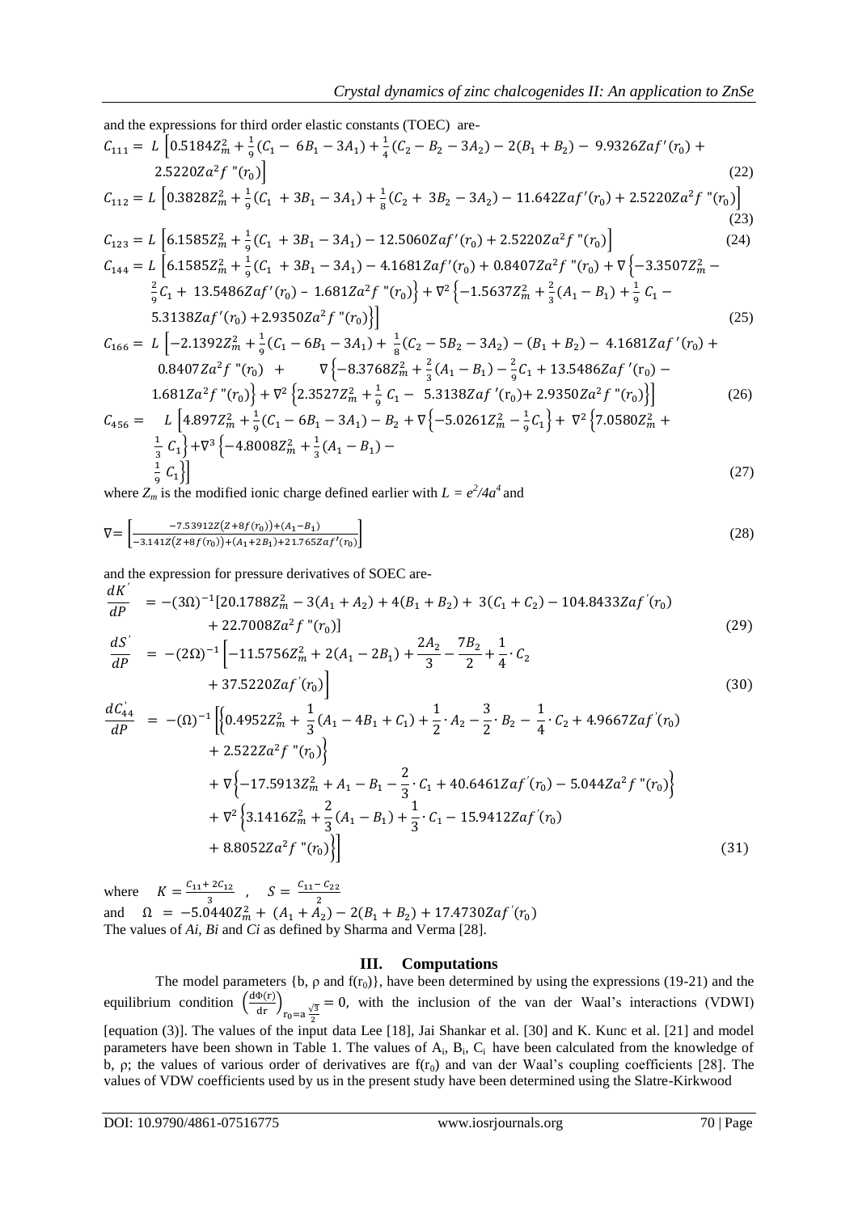and the expressions for third order elastic constants (TOEC) are-

$$C_{111} = L\left[0.5184Z_m^2 + \frac{1}{9}(C_1 - 6B_1 - 3A_1) + \frac{1}{4}(C_2 - B_2 - 3A_2) - 2(B_1 + B_2) - 9.9326Zaf'(r_0) + 2.5220Za^2 f''(r_0)\right] \tag{22}$$

$$C_{112} = L\left[0.3828Z_m^2 + \frac{1}{9}(C_1 + 3B_1 - 3A_1) + \frac{1}{8}(C_2 + 3B_2 - 3A_2) - 11.642Zaf'(r_0) + 2.5220Za^2 f''(r_0)\right] \tag{23}$$

$$C_{123} = L\left[6.1585Z_m^2 + \frac{1}{9}(C_1 + 3B_1 - 3A_1) - 12.5060Zaf'(r_0) + 2.5220Za^2 f''(r_0)\right] \tag{24}$$

$$C_{144} = L\left[6.1585Z_m^2 + \frac{1}{9}(C_1 + 3B_1 - 3A_1) - 4.1681Zaf'(r_0) + 0.8407Za^2 f''(r_0) + \nabla\left\{-3.3507Z_m^2 - \frac{2}{9}C_1 + 13.5486Zaf'(r_0) - 1.681Za^2 f''(r_0)\right\} + \nabla^2\left\{-1.5637Z_m^2 + \frac{2}{3}(A_1 - B_1) + \frac{1}{9}C_1 - 5.3138Zaf'(r_0) + 2.9350Za^2 f''(r_0)\right\}\right] \tag{25}$$

$$C_{166} = L\left[-2.1392Z_m^2 + \frac{1}{9}(C_1 - 6B_1 - 3A_1) + \frac{1}{8}(C_2 - 5B_2 - 3A_2) - (B_1 + B_2) - 4.1681Zaf'(r_0) + 0.8407Za^2 f''(r_0) + \nabla\left\{-8.3768Z_m^2 + \frac{2}{3}(A_1 - B_1) - \frac{2}{9}C_1 + 13.5486Zaf'(r_0) - 1.681Za^2 f''(r_0)\right\} + \nabla^2\left\{2.3527Z_m^2 + \frac{1}{9}C_1 - 5.3138Zaf'(r_0) + 2.9350Za^2 f''(r_0)\right\}\right] \tag{26}$$

$$C_{456} = L\left[4.897Z_m^2 + \frac{1}{9}(C_1 - 6B_1 - 3A_1) - B_2 + \nabla\left\{-5.0261Z_m^2 - \frac{1}{9}C_1\right\} + \nabla^2\left\{7.0580Z_m^2 + \frac{1}{3}C_1\right\} + \nabla^3\left\{-4.8008Z_m^2 + \frac{1}{3}(A_1 - B_1) - \frac{1}{9}C_1\right\}\right] \tag{27}$$

where $Z_m$ is the modified ionic charge defined earlier with $L = e^2/4a^4$ and

$$\nabla = \left[\frac{-7.53912Z(Z + 8f(r_0)) + (A_1 - B_1)}{-3.141Z(Z + 8f(r_0)) + (A_1 + 2B_1) + 21.765Zaf'(r_0)}\right] \tag{28}$$

and the expression for pressure derivatives of SOEC are-

$$\frac{dK'}{dP} = -(3\Omega)^{-1}[20.1788Z_m^2 - 3(A_1 + A_2) + 4(B_1 + B_2) + 3(C_1 + C_2) - 104.8433Zaf'(r_0) + 22.7008Za^2 f''(r_0)] \tag{29}$$

$$\frac{dS'}{dP} = -(2\Omega)^{-1}\left[-11.5756Z_m^2 + 2(A_1 - 2B_1) + \frac{2A_2}{3} - \frac{7B_2}{2} + \frac{1}{4}\cdot C_2 + 37.5220Zaf'(r_0)\right] \tag{30}$$

$$\frac{dC'_{44}}{dP} = -(\Omega)^{-1}\left[\left\{0.4952Z_m^2 + \frac{1}{3}(A_1 - 4B_1 + C_1) + \frac{1}{2}\cdot A_2 - \frac{3}{2}\cdot B_2 - \frac{1}{4}\cdot C_2 + 4.9667Zaf'(r_0) + 2.522Za^2 f''(r_0)\right\} + \nabla\left\{-17.5913Z_m^2 + A_1 - B_1 - \frac{2}{3}\cdot C_1 + 40.6461Zaf'(r_0) - 5.044Za^2 f''(r_0)\right\} + \nabla^2\left\{3.1416Z_m^2 + \frac{2}{3}(A_1 - B_1) + \frac{1}{3}\cdot C_1 - 15.9412Zaf'(r_0) + 8.8052Za^2 f''(r_0)\right\}\right] \tag{31}$$

where $K = \frac{C_{11} + 2C_{12}}{3}$ , $S = \frac{C_{11} - C_{22}}{2}$

and $\Omega = -5.0440Z_m^2 + (A_1 + A_2) - 2(B_1 + B_2) + 17.4730Zaf'(r_0)$

The values of *Ai, Bi* and *Ci* as defined by Sharma and Verma [28].

## III. Computations

The model parameters {b, ρ and $f(r_0)$}, have been determined by using the expressions (19-21) and the equilibrium condition $\left(\frac{d\Phi(r)}{dr}\right)_{r_0 = a\frac{\sqrt{3}}{2}} = 0$, with the inclusion of the van der Waal's interactions (VDWI) [equation (3)]. The values of the input data Lee [18], Jai Shankar et al. [30] and K. Kunc et al. [21] and model parameters have been shown in Table 1. The values of $A_i$, $B_i$, $C_i$ have been calculated from the knowledge of b, ρ; the values of various order of derivatives are $f(r_0)$ and van der Waal's coupling coefficients [28]. The values of VDW coefficients used by us in the present study have been determined using the Slatre-Kirkwood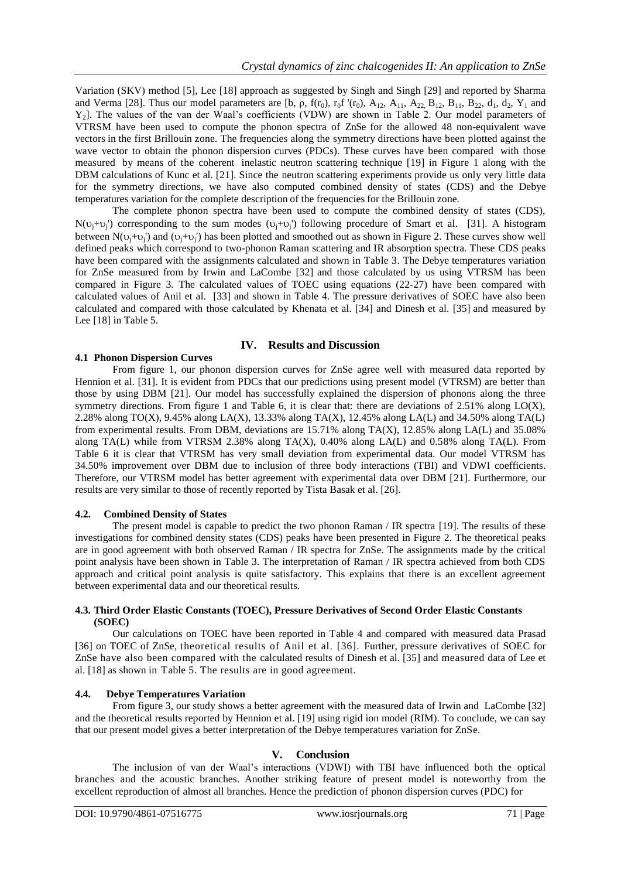Variation (SKV) method [5], Lee [18] approach as suggested by Singh and Singh [29] and reported by Sharma and Verma [28]. Thus our model parameters are [b, ρ, $f(r_0)$, $r_0 f'(r_0)$, $A_{12}$, $A_{11}$, $A_{22}$, $B_{12}$, $B_{11}$, $B_{22}$, $d_1$, $d_2$, $Y_1$ and $Y_2$]. The values of the van der Waal's coefficients (VDW) are shown in Table 2. Our model parameters of VTRSM have been used to compute the phonon spectra of ZnSe for the allowed 48 non-equivalent wave vectors in the first Brillouin zone. The frequencies along the symmetry directions have been plotted against the wave vector to obtain the phonon dispersion curves (PDCs). These curves have been compared with those measured by means of the coherent inelastic neutron scattering technique [19] in Figure 1 along with the DBM calculations of Kunc et al. [21]. Since the neutron scattering experiments provide us only very little data for the symmetry directions, we have also computed combined density of states (CDS) and the Debye temperatures variation for the complete description of the frequencies for the Brillouin zone.

The complete phonon spectra have been used to compute the combined density of states (CDS), $N(\upsilon_j+\upsilon_j')$ corresponding to the sum modes $(\upsilon_j+\upsilon_j')$ following procedure of Smart et al. [31]. A histogram between $N(\upsilon_j+\upsilon_j')$ and $(\upsilon_j+\upsilon_j')$ has been plotted and smoothed out as shown in Figure 2. These curves show well defined peaks which correspond to two-phonon Raman scattering and IR absorption spectra. These CDS peaks have been compared with the assignments calculated and shown in Table 3. The Debye temperatures variation for ZnSe measured from by Irwin and LaCombe [32] and those calculated by us using VTRSM has been compared in Figure 3. The calculated values of TOEC using equations (22-27) have been compared with calculated values of Anil et al. [33] and shown in Table 4. The pressure derivatives of SOEC have also been calculated and compared with those calculated by Khenata et al. [34] and Dinesh et al. [35] and measured by Lee [18] in Table 5.

## IV. Results and Discussion

### 4.1 Phonon Dispersion Curves

From figure 1, our phonon dispersion curves for ZnSe agree well with measured data reported by Hennion et al. [31]. It is evident from PDCs that our predictions using present model (VTRSM) are better than those by using DBM [21]. Our model has successfully explained the dispersion of phonons along the three symmetry directions. From figure 1 and Table 6, it is clear that: there are deviations of 2.51% along LO(X), 2.28% along TO(X), 9.45% along LA(X), 13.33% along TA(X), 12.45% along LA(L) and 34.50% along TA(L) from experimental results. From DBM, deviations are 15.71% along TA(X), 12.85% along LA(L) and 35.08% along TA(L) while from VTRSM 2.38% along TA(X), 0.40% along LA(L) and 0.58% along TA(L). From Table 6 it is clear that VTRSM has very small deviation from experimental data. Our model VTRSM has 34.50% improvement over DBM due to inclusion of three body interactions (TBI) and VDWI coefficients. Therefore, our VTRSM model has better agreement with experimental data over DBM [21]. Furthermore, our results are very similar to those of recently reported by Tista Basak et al. [26].

### 4.2. Combined Density of States

The present model is capable to predict the two phonon Raman / IR spectra [19]. The results of these investigations for combined density states (CDS) peaks have been presented in Figure 2. The theoretical peaks are in good agreement with both observed Raman / IR spectra for ZnSe. The assignments made by the critical point analysis have been shown in Table 3. The interpretation of Raman / IR spectra achieved from both CDS approach and critical point analysis is quite satisfactory. This explains that there is an excellent agreement between experimental data and our theoretical results.

### 4.3. Third Order Elastic Constants (TOEC), Pressure Derivatives of Second Order Elastic Constants (SOEC)

Our calculations on TOEC have been reported in Table 4 and compared with measured data Prasad [36] on TOEC of ZnSe, theoretical results of Anil et al. [36]. Further, pressure derivatives of SOEC for ZnSe have also been compared with the calculated results of Dinesh et al. [35] and measured data of Lee et al. [18] as shown in Table 5. The results are in good agreement.

### 4.4. Debye Temperatures Variation

From figure 3, our study shows a better agreement with the measured data of Irwin and LaCombe [32] and the theoretical results reported by Hennion et al. [19] using rigid ion model (RIM). To conclude, we can say that our present model gives a better interpretation of the Debye temperatures variation for ZnSe.

## V. Conclusion

The inclusion of van der Waal's interactions (VDWI) with TBI have influenced both the optical branches and the acoustic branches. Another striking feature of present model is noteworthy from the excellent reproduction of almost all branches. Hence the prediction of phonon dispersion curves (PDC) for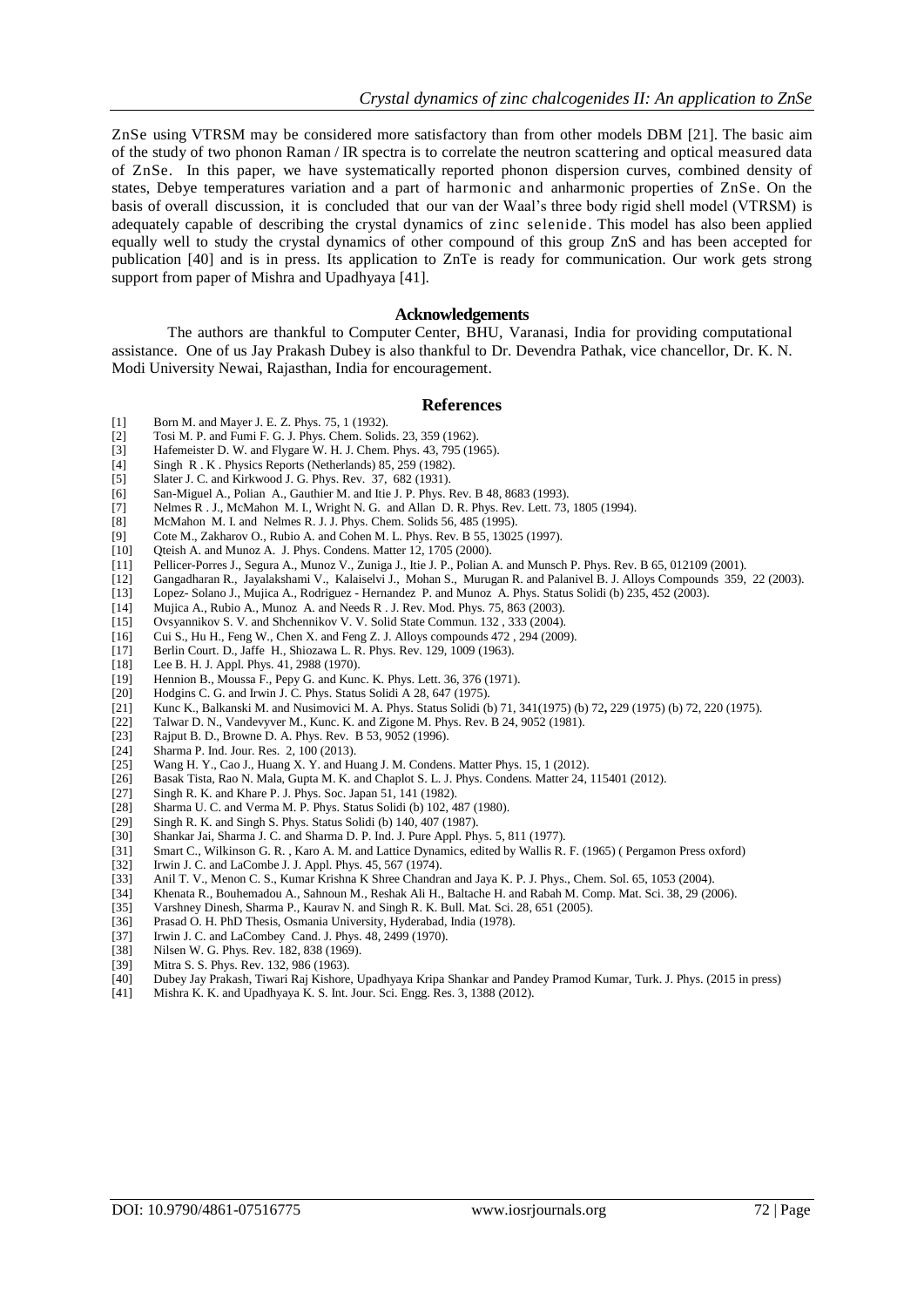ZnSe using VTRSM may be considered more satisfactory than from other models DBM [21]. The basic aim of the study of two phonon Raman / IR spectra is to correlate the neutron scattering and optical measured data of ZnSe. In this paper, we have systematically reported phonon dispersion curves, combined density of states, Debye temperatures variation and a part of harmonic and anharmonic properties of ZnSe. On the basis of overall discussion, it is concluded that our van der Waal's three body rigid shell model (VTRSM) is adequately capable of describing the crystal dynamics of zinc selenide. This model has also been applied equally well to study the crystal dynamics of other compound of this group ZnS and has been accepted for publication [40] and is in press. Its application to ZnTe is ready for communication. Our work gets strong support from paper of Mishra and Upadhyaya [41].

## Acknowledgements

The authors are thankful to Computer Center, BHU, Varanasi, India for providing computational assistance. One of us Jay Prakash Dubey is also thankful to Dr. Devendra Pathak, vice chancellor, Dr. K. N. Modi University Newai, Rajasthan, India for encouragement.

## References

[1] Born M. and Mayer J. E. Z. Phys. 75, 1 (1932).
[2] Tosi M. P. and Fumi F. G. J. Phys. Chem. Solids. 23, 359 (1962).
[3] Hafemeister D. W. and Flygare W. H. J. Chem. Phys. 43, 795 (1965).
[4] Singh R . K . Physics Reports (Netherlands) 85, 259 (1982).
[5] Slater J. C. and Kirkwood J. G. Phys. Rev. 37, 682 (1931).
[6] San-Miguel A., Polian A., Gauthier M. and Itie J. P. Phys. Rev. B 48, 8683 (1993).
[7] Nelmes R . J., McMahon M. I., Wright N. G. and Allan D. R. Phys. Rev. Lett. 73, 1805 (1994).
[8] McMahon M. I. and Nelmes R. J. J. Phys. Chem. Solids 56, 485 (1995).
[9] Cote M., Zakharov O., Rubio A. and Cohen M. L. Phys. Rev. B 55, 13025 (1997).
[10] Qteish A. and Munoz A. J. Phys. Condens. Matter 12, 1705 (2000).
[11] Pellicer-Porres J., Segura A., Munoz V., Zuniga J., Itie J. P., Polian A. and Munsch P. Phys. Rev. B 65, 012109 (2001).
[12] Gangadharan R., Jayalakshami V., Kalaiselvi J., Mohan S., Murugan R. and Palanivel B. J. Alloys Compounds 359, 22 (2003).
[13] Lopez- Solano J., Mujica A., Rodriguez - Hernandez P. and Munoz A. Phys. Status Solidi (b) 235, 452 (2003).
[14] Mujica A., Rubio A., Munoz A. and Needs R . J. Rev. Mod. Phys. 75, 863 (2003).
[15] Ovsyannikov S. V. and Shchennikov V. V. Solid State Commun. 132 , 333 (2004).
[16] Cui S., Hu H., Feng W., Chen X. and Feng Z. J. Alloys compounds 472 , 294 (2009).
[17] Berlin Court. D., Jaffe H., Shiozawa L. R. Phys. Rev. 129, 1009 (1963).
[18] Lee B. H. J. Appl. Phys. 41, 2988 (1970).
[19] Hennion B., Moussa F., Pepy G. and Kunc. K. Phys. Lett. 36, 376 (1971).
[20] Hodgins C. G. and Irwin J. C. Phys. Status Solidi A 28, 647 (1975).
[21] Kunc K., Balkanski M. and Nusimovici M. A. Phys. Status Solidi (b) 71, 341(1975) (b) 72**,** 229 (1975) (b) 72, 220 (1975).
[22] Talwar D. N., Vandevyver M., Kunc. K. and Zigone M. Phys. Rev. B 24, 9052 (1981).
[23] Rajput B. D., Browne D. A. Phys. Rev. B 53, 9052 (1996).
[24] Sharma P. Ind. Jour. Res. 2, 100 (2013).
[25] Wang H. Y., Cao J., Huang X. Y. and Huang J. M. Condens. Matter Phys. 15, 1 (2012).
[26] Basak Tista, Rao N. Mala, Gupta M. K. and Chaplot S. L. J. Phys. Condens. Matter 24, 115401 (2012).
[27] Singh R. K. and Khare P. J. Phys. Soc. Japan 51, 141 (1982).
[28] Sharma U. C. and Verma M. P. Phys. Status Solidi (b) 102, 487 (1980).
[29] Singh R. K. and Singh S. Phys. Status Solidi (b) 140, 407 (1987).
[30] Shankar Jai, Sharma J. C. and Sharma D. P. Ind. J. Pure Appl. Phys. 5, 811 (1977).
[31] Smart C., Wilkinson G. R. , Karo A. M. and Lattice Dynamics, edited by Wallis R. F. (1965) ( Pergamon Press oxford)
[32] Irwin J. C. and LaCombe J. J. Appl. Phys. 45, 567 (1974).
[33] Anil T. V., Menon C. S., Kumar Krishna K Shree Chandran and Jaya K. P. J. Phys., Chem. Sol. 65, 1053 (2004).
[34] Khenata R., Bouhemadou A., Sahnoun M., Reshak Ali H., Baltache H. and Rabah M. Comp. Mat. Sci. 38, 29 (2006).
[35] Varshney Dinesh, Sharma P., Kaurav N. and Singh R. K. Bull. Mat. Sci. 28, 651 (2005).
[36] Prasad O. H. PhD Thesis, Osmania University, Hyderabad, India (1978).
[37] Irwin J. C. and LaCombey Cand. J. Phys. 48, 2499 (1970).
[38] Nilsen W. G. Phys. Rev. 182, 838 (1969).
[39] Mitra S. S. Phys. Rev. 132, 986 (1963).
[40] Dubey Jay Prakash, Tiwari Raj Kishore, Upadhyaya Kripa Shankar and Pandey Pramod Kumar, Turk. J. Phys. (2015 in press)
[41] Mishra K. K. and Upadhyaya K. S. Int. Jour. Sci. Engg. Res. 3, 1388 (2012).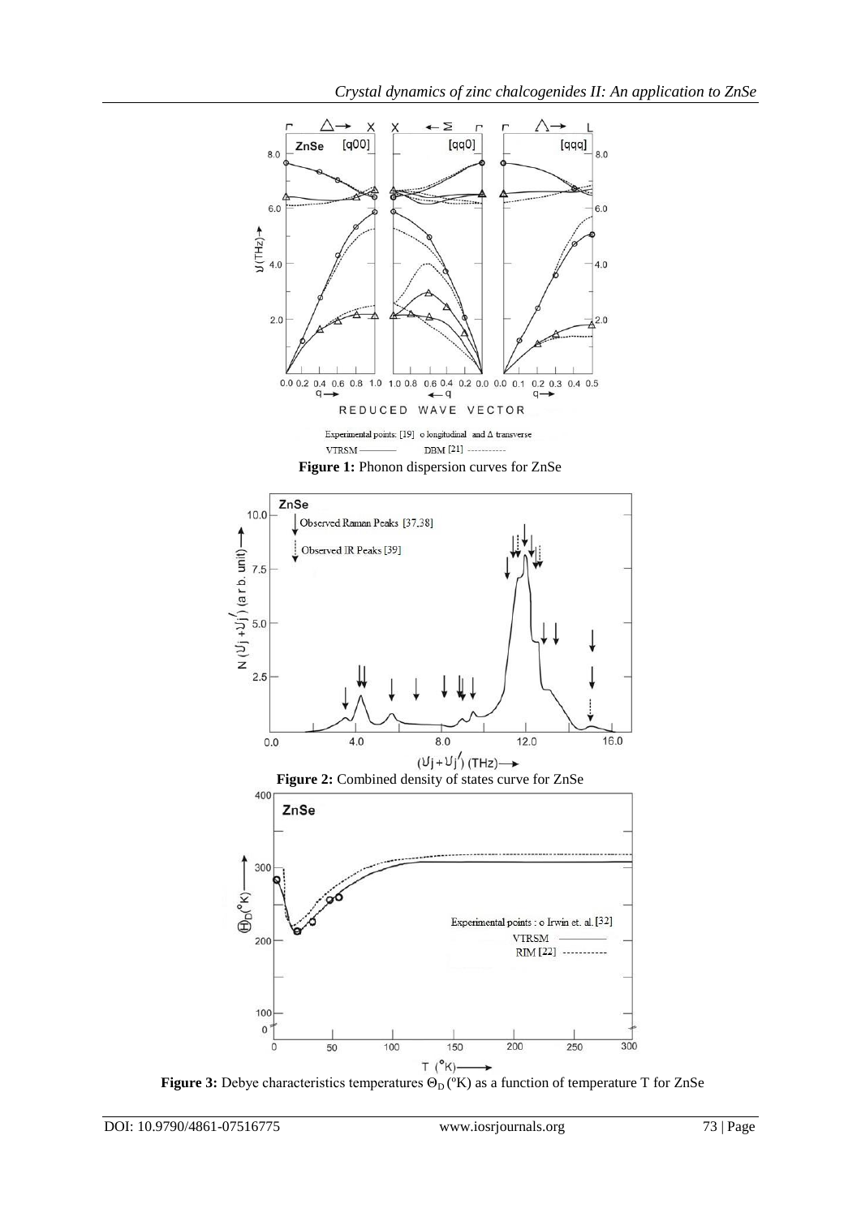Experimental points: [19] o longitudinal and Δ transverse

VTRSM ———— DBM [21] -----------

**Figure 1:** Phonon dispersion curves for ZnSe

**Figure 2:** Combined density of states curve for ZnSe

Experimental points : o Irwin et. al. [32]

VTRSM ————

RIM [22] -----------

**Figure 3:** Debye characteristics temperatures $\Theta_D$ (°K) as a function of temperature T for ZnSe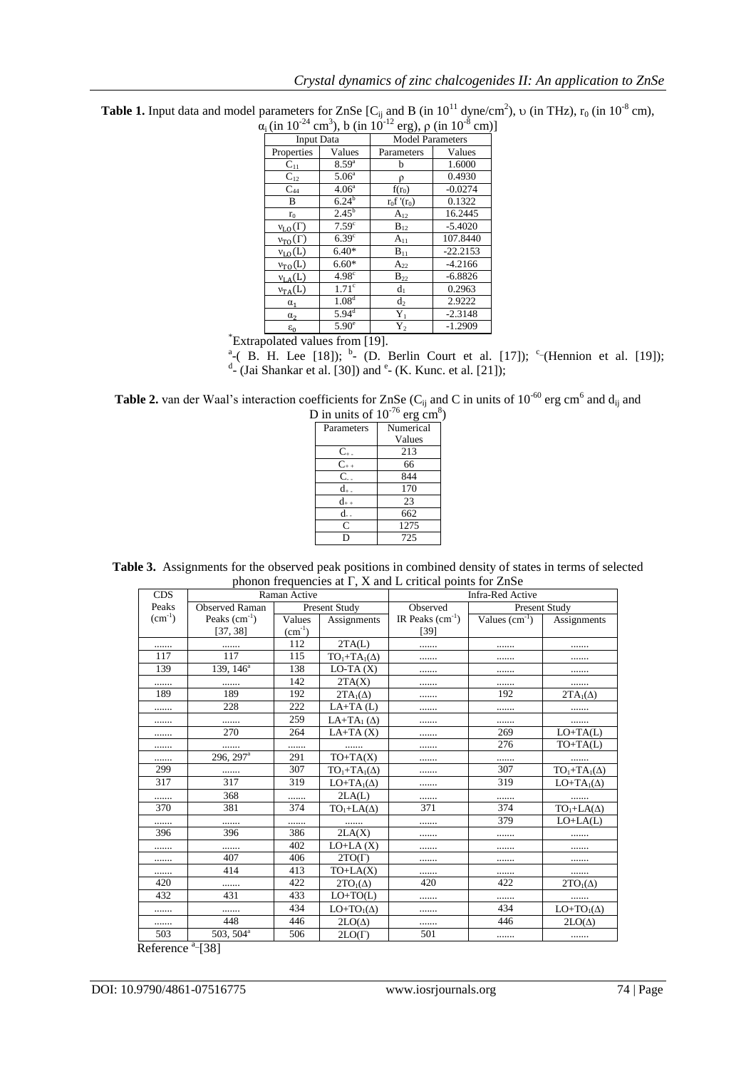**Table 1.** Input data and model parameters for ZnSe [$C_{ij}$ and B (in $10^{11}$ dyne/cm$^2$), $\upsilon$ (in THz), $r_0$ (in $10^{-8}$ cm), $\alpha_i$ (in $10^{-24}$ cm$^3$), b (in $10^{-12}$ erg), $\rho$ (in $10^{-8}$ cm)]

| Input Data | | Model Parameters | |
|---|---|---|---|
| Properties | Values | Parameters | Values |
| $C_{11}$ | 8.59[a] | b | 1.6000 |
| $C_{12}$ | 5.06[a] | $\rho$ | 0.4930 |
| $C_{44}$ | 4.06[a] | $f(r_0)$ | -0.0274 |
| B | 6.24[b] | $r_0 f'(r_0)$ | 0.1322 |
| $r_0$ | 2.45[b] | $A_{12}$ | 16.2445 |
| $\nu_{LO}(\Gamma)$ | 7.59[c] | $B_{12}$ | -5.4020 |
| $\nu_{TO}(\Gamma)$ | 6.39[c] | $A_{11}$ | 107.8440 |
| $\nu_{LO}(L)$ | 6.40* | $B_{11}$ | -22.2153 |
| $\nu_{TO}(L)$ | 6.60* | $A_{22}$ | -4.2166 |
| $\nu_{LA}(L)$ | 4.98[c] | $B_{22}$ | -6.8826 |
| $\nu_{TA}(L)$ | 1.71[c] | $d_1$ | 0.2963 |
| $\alpha_1$ | 1.08[d] | $d_2$ | 2.9222 |
| $\alpha_2$ | 5.94[d] | $Y_1$ | -2.3148 |
| $\varepsilon_0$ | 5.90[e] | $Y_2$ | -1.2909 |

*Extrapolated values from [19].

[a]-( B. H. Lee [18]); [b]- (D. Berlin Court et al. [17]); [c]-(Hennion et al. [19]); [d]- (Jai Shankar et al. [30]) and [e]- (K. Kunc. et al. [21]);

**Table 2.** van der Waal's interaction coefficients for ZnSe ($C_{ij}$ and C in units of $10^{-60}$ erg cm$^6$ and $d_{ij}$ and D in units of $10^{-76}$ erg cm$^8$)

| Parameters | Numerical Values |
|---|---|
| $C_{+-}$ | 213 |
| $C_{++}$ | 66 |
| $C_{--}$ | 844 |
| $d_{+-}$ | 170 |
| $d_{++}$ | 23 |
| $d_{--}$ | 662 |
| C | 1275 |
| D | 725 |

**Table 3.** Assignments for the observed peak positions in combined density of states in terms of selected phonon frequencies at Γ, X and L critical points for ZnSe

| CDS Peaks (cm$^{-1}$) | Raman Active | | | Infra-Red Active | | |
|---|---|---|---|---|---|---|
| | Observed Raman Peaks (cm$^{-1}$) [37, 38] | Present Study | | Observed IR Peaks (cm$^{-1}$) [39] | Present Study | |
| | | Values (cm$^{-1}$) | Assignments | | Values (cm$^{-1}$) | Assignments |
| ....... | ....... | 112 | 2TA(L) | ....... | ....... | ....... |
| 117 | 117 | 115 | $TO_1+TA_1(\Delta)$ | ....... | ....... | ....... |
| 139 | 139, 146[a] | 138 | LO-TA (X) | ....... | ....... | ....... |
| ....... | ....... | 142 | 2TA(X) | ....... | ....... | ....... |
| 189 | 189 | 192 | $2TA_1(\Delta)$ | ....... | 192 | $2TA_1(\Delta)$ |
| ....... | 228 | 222 | LA+TA (L) | ....... | ....... | ....... |
| ....... | ....... | 259 | $LA+TA_1(\Delta)$ | ....... | ....... | ....... |
| ....... | 270 | 264 | LA+TA (X) | ....... | 269 | LO+TA(L) |
| ....... | ....... | ....... | ....... | ....... | 276 | TO+TA(L) |
| ....... | 296, 297[a] | 291 | TO+TA(X) | ....... | ....... | ....... |
| 299 | ....... | 307 | $TO_1+TA_1(\Delta)$ | ....... | 307 | $TO_1+TA_1(\Delta)$ |
| 317 | 317 | 319 | $LO+TA_1(\Delta)$ | ....... | 319 | $LO+TA_1(\Delta)$ |
| ....... | 368 | ....... | 2LA(L) | ....... | ....... | ....... |
| 370 | 381 | 374 | $TO_1+LA(\Delta)$ | 371 | 374 | $TO_1+LA(\Delta)$ |
| ....... | ....... | ....... | ....... | ....... | 379 | LO+LA(L) |
| 396 | 396 | 386 | 2LA(X) | ....... | ....... | ....... |
| ....... | ....... | 402 | LO+LA (X) | ....... | ....... | ....... |
| ....... | 407 | 406 | 2TO(Γ) | ....... | ....... | ....... |
| ....... | 414 | 413 | TO+LA(X) | ....... | ....... | ....... |
| 420 | ....... | 422 | $2TO_1(\Delta)$ | 420 | 422 | $2TO_1(\Delta)$ |
| 432 | 431 | 433 | LO+TO(L) | ....... | ....... | ....... |
| ....... | ....... | 434 | $LO+TO_1(\Delta)$ | ....... | 434 | $LO+TO_1(\Delta)$ |
| ....... | 448 | 446 | $2LO(\Delta)$ | ....... | 446 | $2LO(\Delta)$ |
| 503 | 503, 504[a] | 506 | 2LO(Γ) | 501 | ....... | ....... |

Reference [a]-[38]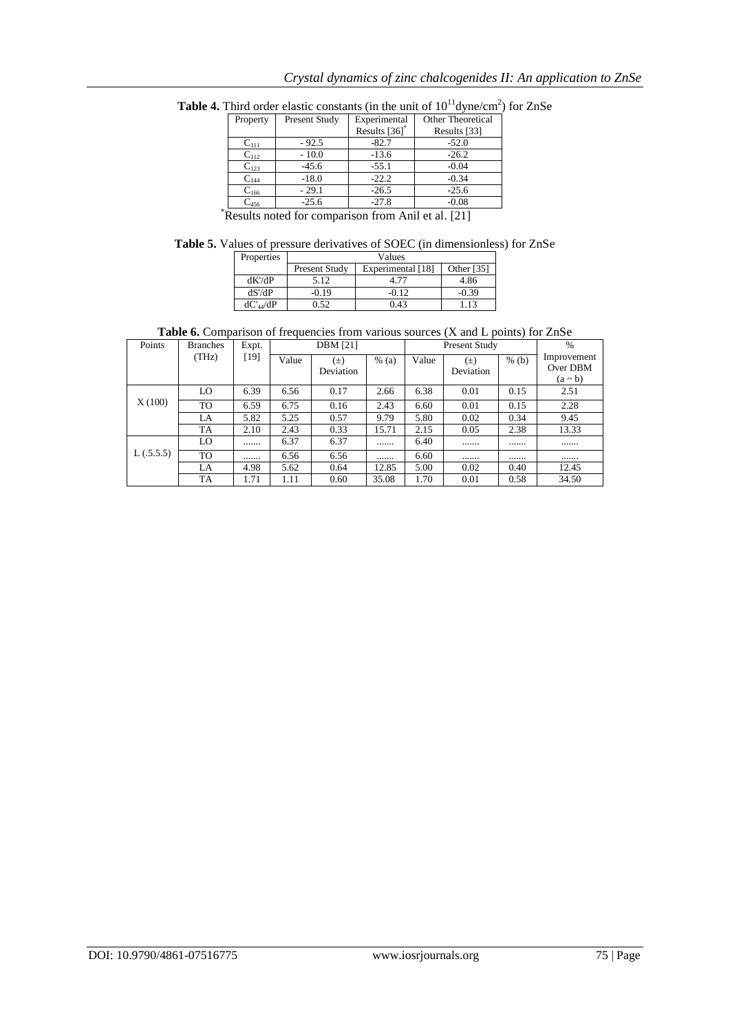**Table 4.** Third order elastic constants (in the unit of $10^{11}$dyne/cm$^2$) for ZnSe

| Property | Present Study | Experimental Results [36]* | Other Theoretical Results [33] |
|---|---|---|---|
| $C_{111}$ | - 92.5 | -82.7 | -52.0 |
| $C_{112}$ | - 10.0 | -13.6 | -26.2 |
| $C_{123}$ | -45.6 | -55.1 | -0.04 |
| $C_{144}$ | -18.0 | -22.2 | -0.34 |
| $C_{166}$ | - 29.1 | -26.5 | -25.6 |
| $C_{456}$ | -25.6 | -27.8 | -0.08 |

*Results noted for comparison from Anil et al. [21]

**Table 5.** Values of pressure derivatives of SOEC (in dimensionless) for ZnSe

| Properties | Values | | |
|---|---|---|---|
| | Present Study | Experimental [18] | Other [35] |
| dK'/dP | 5.12 | 4.77 | 4.86 |
| dS'/dP | -0.19 | -0.12 | -0.39 |
| $dC'_{44}$/dP | 0.52 | 0.43 | 1.13 |

**Table 6.** Comparison of frequencies from various sources (X and L points) for ZnSe

| Points | Branches (THz) | Expt. [19] | DBM [21] | | | Present Study | | | % Improvement Over DBM (a ~ b) |
|---|---|---|---|---|---|---|---|---|---|
| | | | Value | (±) Deviation | % (a) | Value | (±) Deviation | % (b) | |
| X (100) | LO | 6.39 | 6.56 | 0.17 | 2.66 | 6.38 | 0.01 | 0.15 | 2.51 |
| | TO | 6.59 | 6.75 | 0.16 | 2.43 | 6.60 | 0.01 | 0.15 | 2.28 |
| | LA | 5.82 | 5.25 | 0.57 | 9.79 | 5.80 | 0.02 | 0.34 | 9.45 |
| | TA | 2.10 | 2.43 | 0.33 | 15.71 | 2.15 | 0.05 | 2.38 | 13.33 |
| L (.5.5.5) | LO | ....... | 6.37 | 6.37 | ....... | 6.40 | ....... | ....... | ....... |
| | TO | ....... | 6.56 | 6.56 | ....... | 6.60 | ....... | ....... | ....... |
| | LA | 4.98 | 5.62 | 0.64 | 12.85 | 5.00 | 0.02 | 0.40 | 12.45 |
| | TA | 1.71 | 1.11 | 0.60 | 35.08 | 1.70 | 0.01 | 0.58 | 34.50 |